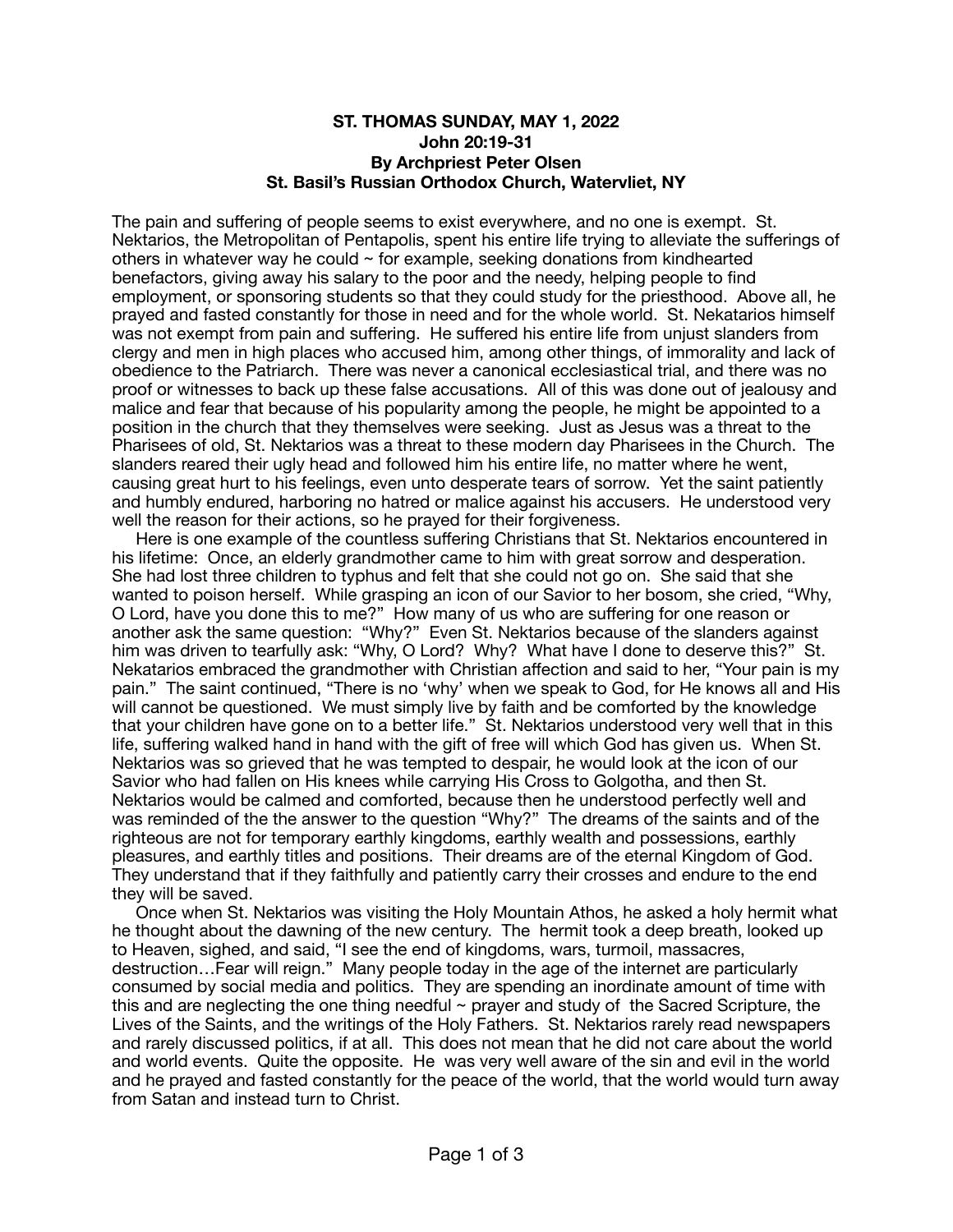**ST. THOMAS SUNDAY, MAY 1, 2022**
**John 20:19-31**
**By Archpriest Peter Olsen**
**St. Basil's Russian Orthodox Church, Watervliet, NY**

The pain and suffering of people seems to exist everywhere, and no one is exempt. St. Nektarios, the Metropolitan of Pentapolis, spent his entire life trying to alleviate the sufferings of others in whatever way he could ~ for example, seeking donations from kindhearted benefactors, giving away his salary to the poor and the needy, helping people to find employment, or sponsoring students so that they could study for the priesthood. Above all, he prayed and fasted constantly for those in need and for the whole world. St. Nekatarios himself was not exempt from pain and suffering. He suffered his entire life from unjust slanders from clergy and men in high places who accused him, among other things, of immorality and lack of obedience to the Patriarch. There was never a canonical ecclesiastical trial, and there was no proof or witnesses to back up these false accusations. All of this was done out of jealousy and malice and fear that because of his popularity among the people, he might be appointed to a position in the church that they themselves were seeking. Just as Jesus was a threat to the Pharisees of old, St. Nektarios was a threat to these modern day Pharisees in the Church. The slanders reared their ugly head and followed him his entire life, no matter where he went, causing great hurt to his feelings, even unto desperate tears of sorrow. Yet the saint patiently and humbly endured, harboring no hatred or malice against his accusers. He understood very well the reason for their actions, so he prayed for their forgiveness.

Here is one example of the countless suffering Christians that St. Nektarios encountered in his lifetime: Once, an elderly grandmother came to him with great sorrow and desperation. She had lost three children to typhus and felt that she could not go on. She said that she wanted to poison herself. While grasping an icon of our Savior to her bosom, she cried, "Why, O Lord, have you done this to me?" How many of us who are suffering for one reason or another ask the same question: "Why?" Even St. Nektarios because of the slanders against him was driven to tearfully ask: "Why, O Lord? Why? What have I done to deserve this?" St. Nekatarios embraced the grandmother with Christian affection and said to her, "Your pain is my pain." The saint continued, "There is no 'why' when we speak to God, for He knows all and His will cannot be questioned. We must simply live by faith and be comforted by the knowledge that your children have gone on to a better life." St. Nektarios understood very well that in this life, suffering walked hand in hand with the gift of free will which God has given us. When St. Nektarios was so grieved that he was tempted to despair, he would look at the icon of our Savior who had fallen on His knees while carrying His Cross to Golgotha, and then St. Nektarios would be calmed and comforted, because then he understood perfectly well and was reminded of the the answer to the question "Why?" The dreams of the saints and of the righteous are not for temporary earthly kingdoms, earthly wealth and possessions, earthly pleasures, and earthly titles and positions. Their dreams are of the eternal Kingdom of God. They understand that if they faithfully and patiently carry their crosses and endure to the end they will be saved.

Once when St. Nektarios was visiting the Holy Mountain Athos, he asked a holy hermit what he thought about the dawning of the new century. The hermit took a deep breath, looked up to Heaven, sighed, and said, "I see the end of kingdoms, wars, turmoil, massacres, destruction…Fear will reign." Many people today in the age of the internet are particularly consumed by social media and politics. They are spending an inordinate amount of time with this and are neglecting the one thing needful ~ prayer and study of the Sacred Scripture, the Lives of the Saints, and the writings of the Holy Fathers. St. Nektarios rarely read newspapers and rarely discussed politics, if at all. This does not mean that he did not care about the world and world events. Quite the opposite. He was very well aware of the sin and evil in the world and he prayed and fasted constantly for the peace of the world, that the world would turn away from Satan and instead turn to Christ.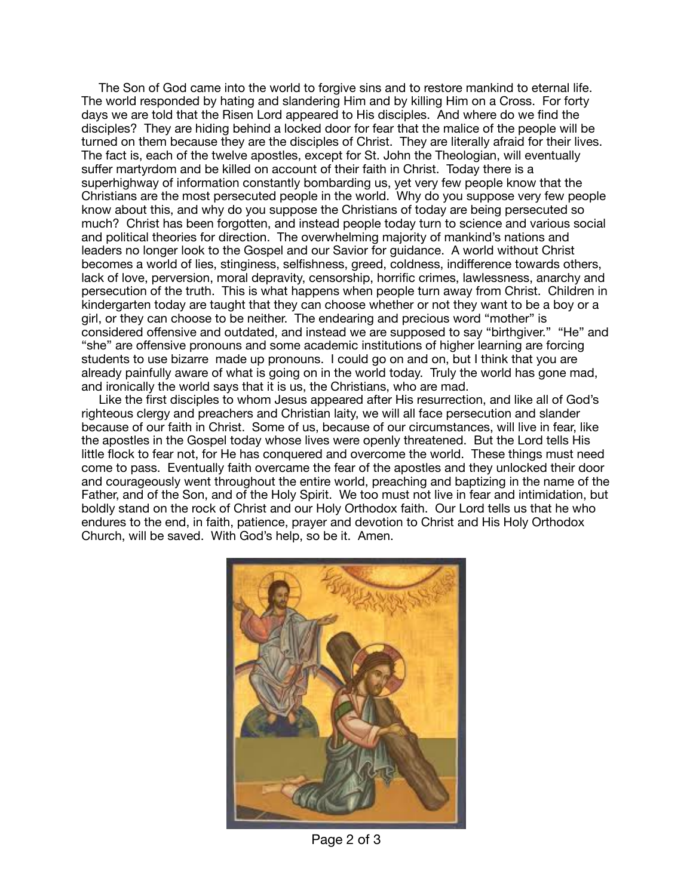The Son of God came into the world to forgive sins and to restore mankind to eternal life. The world responded by hating and slandering Him and by killing Him on a Cross. For forty days we are told that the Risen Lord appeared to His disciples. And where do we find the disciples? They are hiding behind a locked door for fear that the malice of the people will be turned on them because they are the disciples of Christ. They are literally afraid for their lives. The fact is, each of the twelve apostles, except for St. John the Theologian, will eventually suffer martyrdom and be killed on account of their faith in Christ. Today there is a superhighway of information constantly bombarding us, yet very few people know that the Christians are the most persecuted people in the world. Why do you suppose very few people know about this, and why do you suppose the Christians of today are being persecuted so much? Christ has been forgotten, and instead people today turn to science and various social and political theories for direction. The overwhelming majority of mankind's nations and leaders no longer look to the Gospel and our Savior for guidance. A world without Christ becomes a world of lies, stinginess, selfishness, greed, coldness, indifference towards others, lack of love, perversion, moral depravity, censorship, horrific crimes, lawlessness, anarchy and persecution of the truth. This is what happens when people turn away from Christ. Children in kindergarten today are taught that they can choose whether or not they want to be a boy or a girl, or they can choose to be neither. The endearing and precious word "mother" is considered offensive and outdated, and instead we are supposed to say "birthgiver." "He" and "she" are offensive pronouns and some academic institutions of higher learning are forcing students to use bizarre made up pronouns. I could go on and on, but I think that you are already painfully aware of what is going on in the world today. Truly the world has gone mad, and ironically the world says that it is us, the Christians, who are mad.

Like the first disciples to whom Jesus appeared after His resurrection, and like all of God's righteous clergy and preachers and Christian laity, we will all face persecution and slander because of our faith in Christ. Some of us, because of our circumstances, will live in fear, like the apostles in the Gospel today whose lives were openly threatened. But the Lord tells His little flock to fear not, for He has conquered and overcome the world. These things must need come to pass. Eventually faith overcame the fear of the apostles and they unlocked their door and courageously went throughout the entire world, preaching and baptizing in the name of the Father, and of the Son, and of the Holy Spirit. We too must not live in fear and intimidation, but boldly stand on the rock of Christ and our Holy Orthodox faith. Our Lord tells us that he who endures to the end, in faith, patience, prayer and devotion to Christ and His Holy Orthodox Church, will be saved. With God's help, so be it. Amen.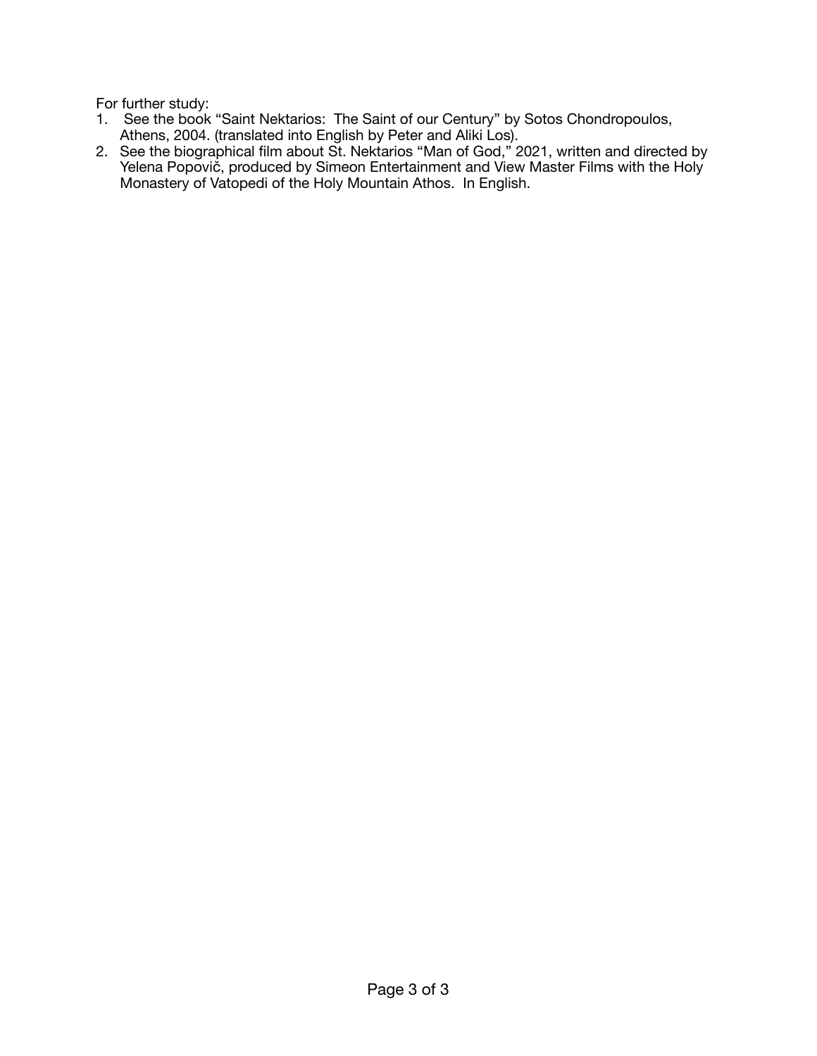For further study:

1. See the book "Saint Nektarios: The Saint of our Century" by Sotos Chondropoulos, Athens, 2004. (translated into English by Peter and Aliki Los).
2. See the biographical film about St. Nektarios "Man of God," 2021, written and directed by Yelena Popovič, produced by Simeon Entertainment and View Master Films with the Holy Monastery of Vatopedi of the Holy Mountain Athos. In English.